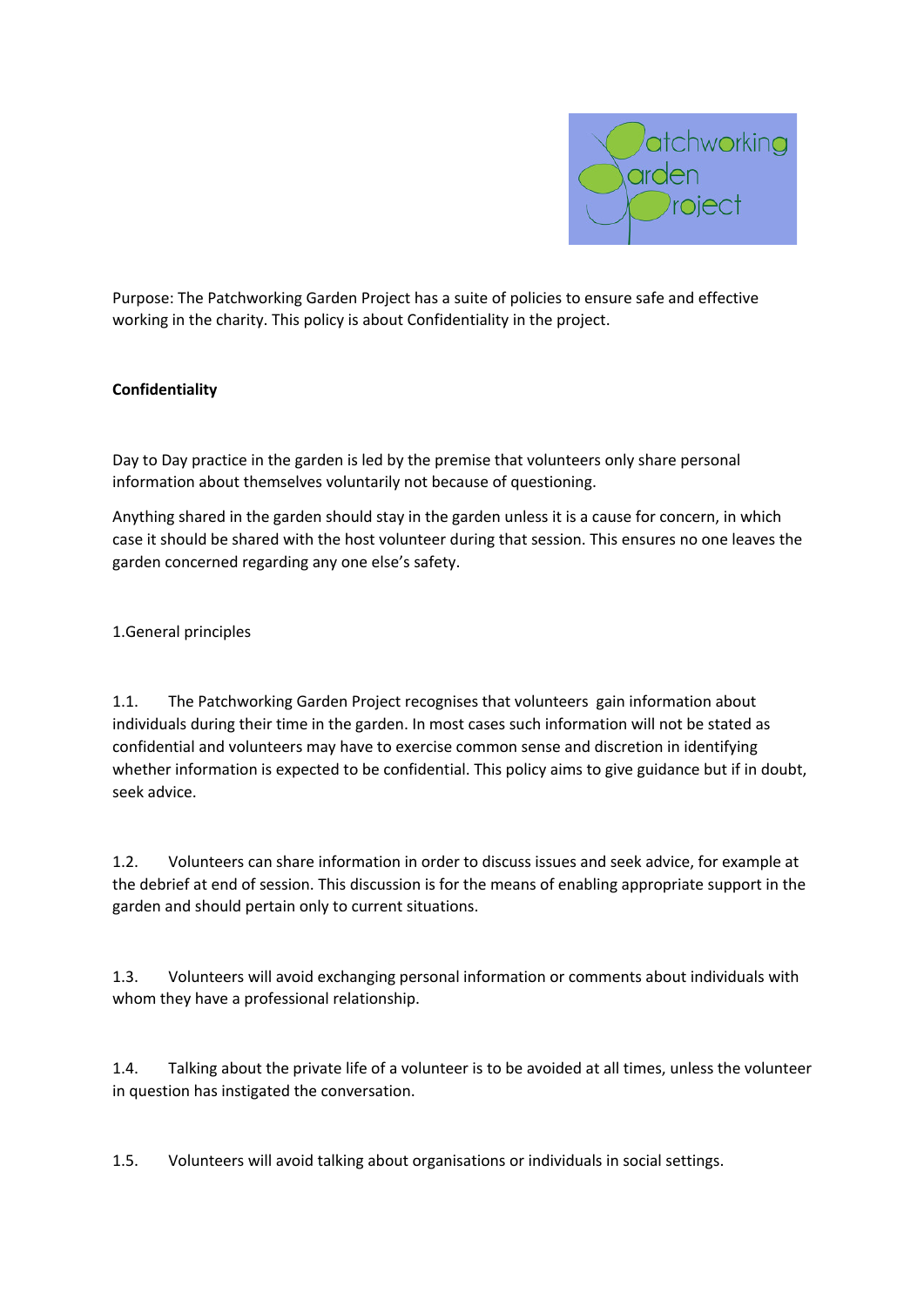Purpose: The Patchworking Garden Project has a suite of policies to ensure safe and effective working in the charity. This policy is about Confidentiality in the project.

**Confidentiality**

Day to Day practice in the garden is led by the premise that volunteers only share personal information about themselves voluntarily not because of questioning.

Anything shared in the garden should stay in the garden unless it is a cause for concern, in which case it should be shared with the host volunteer during that session. This ensures no one leaves the garden concerned regarding any one else's safety.

1.General principles

1.1. The Patchworking Garden Project recognises that volunteers gain information about individuals during their time in the garden. In most cases such information will not be stated as confidential and volunteers may have to exercise common sense and discretion in identifying whether information is expected to be confidential. This policy aims to give guidance but if in doubt, seek advice.

1.2. Volunteers can share information in order to discuss issues and seek advice, for example at the debrief at end of session. This discussion is for the means of enabling appropriate support in the garden and should pertain only to current situations.

1.3. Volunteers will avoid exchanging personal information or comments about individuals with whom they have a professional relationship.

1.4. Talking about the private life of a volunteer is to be avoided at all times, unless the volunteer in question has instigated the conversation.

1.5. Volunteers will avoid talking about organisations or individuals in social settings.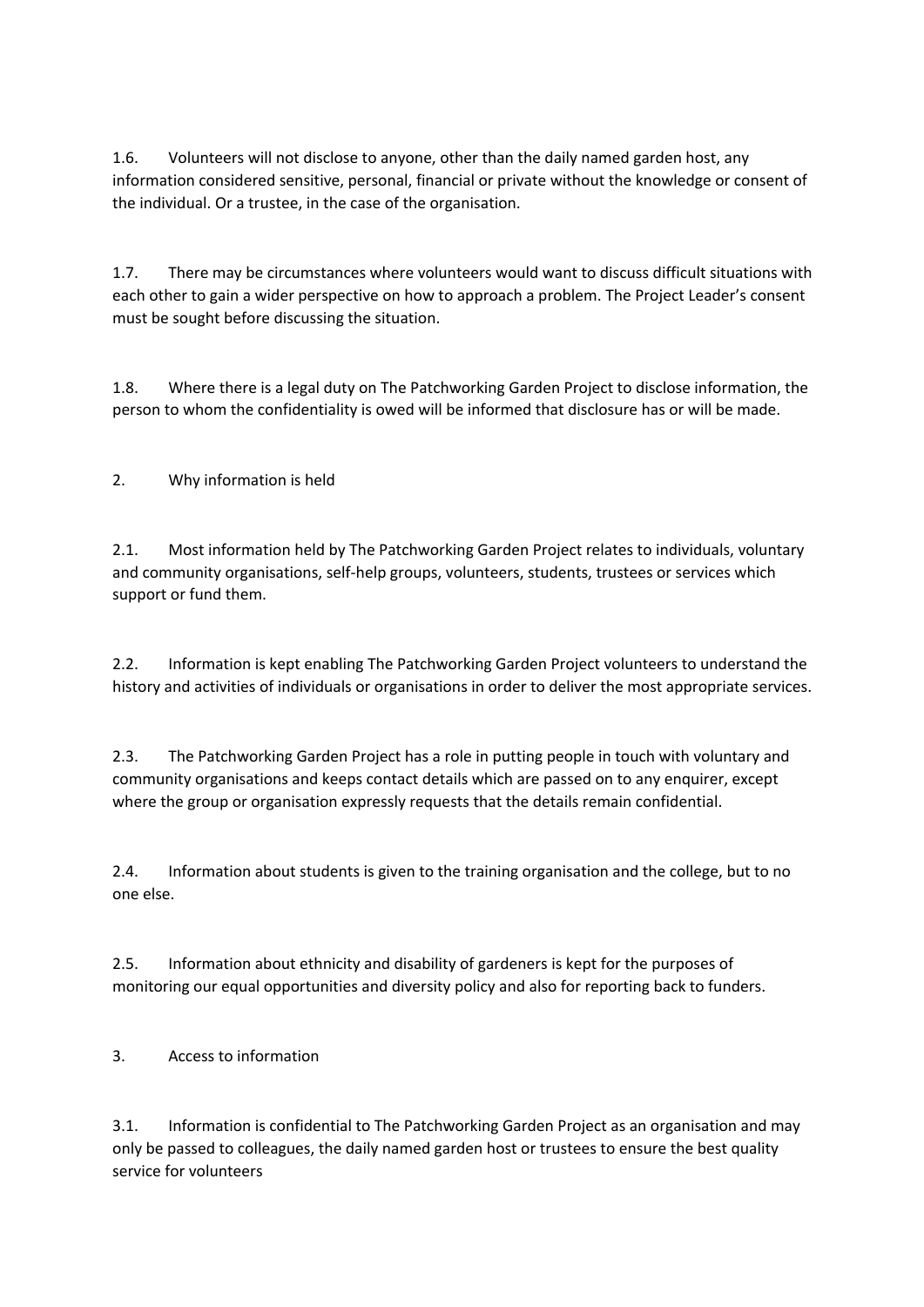1.6. Volunteers will not disclose to anyone, other than the daily named garden host, any information considered sensitive, personal, financial or private without the knowledge or consent of the individual. Or a trustee, in the case of the organisation.

1.7. There may be circumstances where volunteers would want to discuss difficult situations with each other to gain a wider perspective on how to approach a problem. The Project Leader's consent must be sought before discussing the situation.

1.8. Where there is a legal duty on The Patchworking Garden Project to disclose information, the person to whom the confidentiality is owed will be informed that disclosure has or will be made.

## 2. Why information is held

2.1. Most information held by The Patchworking Garden Project relates to individuals, voluntary and community organisations, self-help groups, volunteers, students, trustees or services which support or fund them.

2.2. Information is kept enabling The Patchworking Garden Project volunteers to understand the history and activities of individuals or organisations in order to deliver the most appropriate services.

2.3. The Patchworking Garden Project has a role in putting people in touch with voluntary and community organisations and keeps contact details which are passed on to any enquirer, except where the group or organisation expressly requests that the details remain confidential.

2.4. Information about students is given to the training organisation and the college, but to no one else.

2.5. Information about ethnicity and disability of gardeners is kept for the purposes of monitoring our equal opportunities and diversity policy and also for reporting back to funders.

## 3. Access to information

3.1. Information is confidential to The Patchworking Garden Project as an organisation and may only be passed to colleagues, the daily named garden host or trustees to ensure the best quality service for volunteers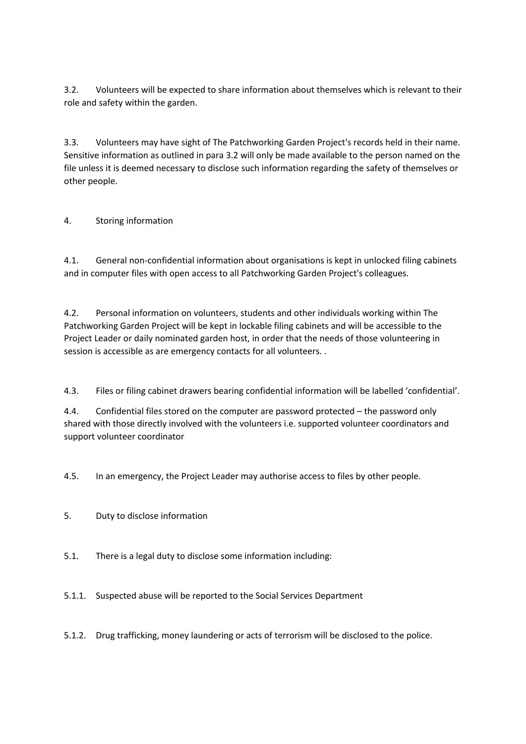3.2. Volunteers will be expected to share information about themselves which is relevant to their role and safety within the garden.

3.3. Volunteers may have sight of The Patchworking Garden Project's records held in their name. Sensitive information as outlined in para 3.2 will only be made available to the person named on the file unless it is deemed necessary to disclose such information regarding the safety of themselves or other people.

## 4. Storing information

4.1. General non-confidential information about organisations is kept in unlocked filing cabinets and in computer files with open access to all Patchworking Garden Project's colleagues.

4.2. Personal information on volunteers, students and other individuals working within The Patchworking Garden Project will be kept in lockable filing cabinets and will be accessible to the Project Leader or daily nominated garden host, in order that the needs of those volunteering in session is accessible as are emergency contacts for all volunteers. .

4.3. Files or filing cabinet drawers bearing confidential information will be labelled 'confidential'.

4.4. Confidential files stored on the computer are password protected – the password only shared with those directly involved with the volunteers i.e. supported volunteer coordinators and support volunteer coordinator

4.5. In an emergency, the Project Leader may authorise access to files by other people.

## 5. Duty to disclose information

5.1. There is a legal duty to disclose some information including:

5.1.1. Suspected abuse will be reported to the Social Services Department

5.1.2. Drug trafficking, money laundering or acts of terrorism will be disclosed to the police.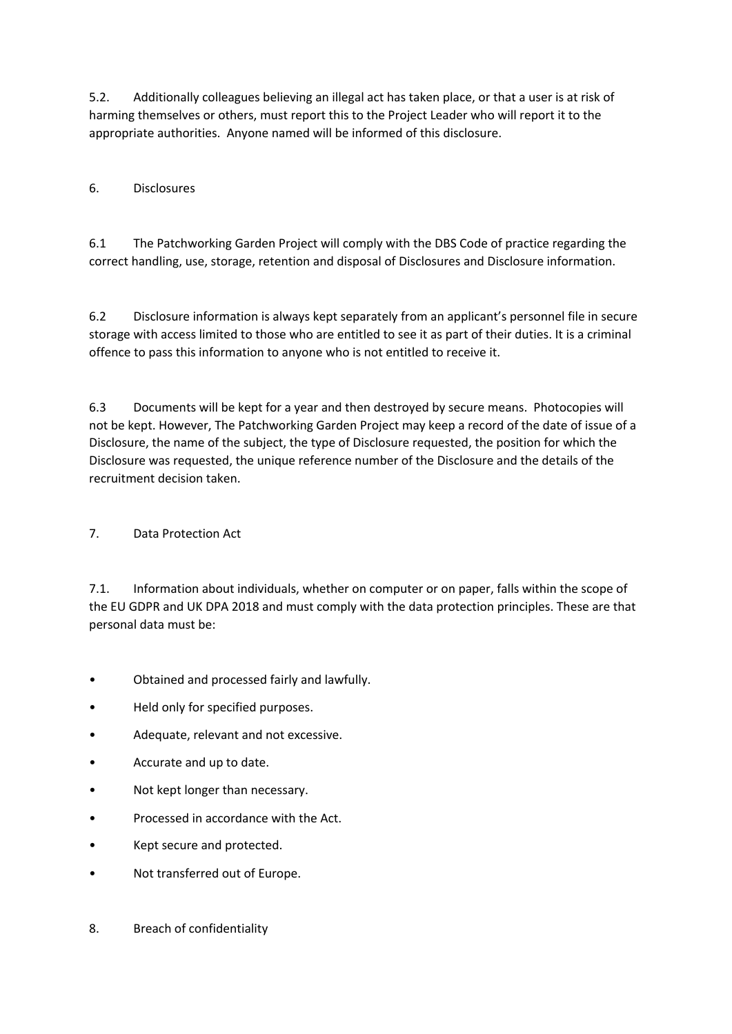5.2. Additionally colleagues believing an illegal act has taken place, or that a user is at risk of harming themselves or others, must report this to the Project Leader who will report it to the appropriate authorities. Anyone named will be informed of this disclosure.

## 6. Disclosures

6.1 The Patchworking Garden Project will comply with the DBS Code of practice regarding the correct handling, use, storage, retention and disposal of Disclosures and Disclosure information.

6.2 Disclosure information is always kept separately from an applicant's personnel file in secure storage with access limited to those who are entitled to see it as part of their duties. It is a criminal offence to pass this information to anyone who is not entitled to receive it.

6.3 Documents will be kept for a year and then destroyed by secure means. Photocopies will not be kept. However, The Patchworking Garden Project may keep a record of the date of issue of a Disclosure, the name of the subject, the type of Disclosure requested, the position for which the Disclosure was requested, the unique reference number of the Disclosure and the details of the recruitment decision taken.

## 7. Data Protection Act

7.1. Information about individuals, whether on computer or on paper, falls within the scope of the EU GDPR and UK DPA 2018 and must comply with the data protection principles. These are that personal data must be:

- Obtained and processed fairly and lawfully.
- Held only for specified purposes.
- Adequate, relevant and not excessive.
- Accurate and up to date.
- Not kept longer than necessary.
- Processed in accordance with the Act.
- Kept secure and protected.
- Not transferred out of Europe.

## 8. Breach of confidentiality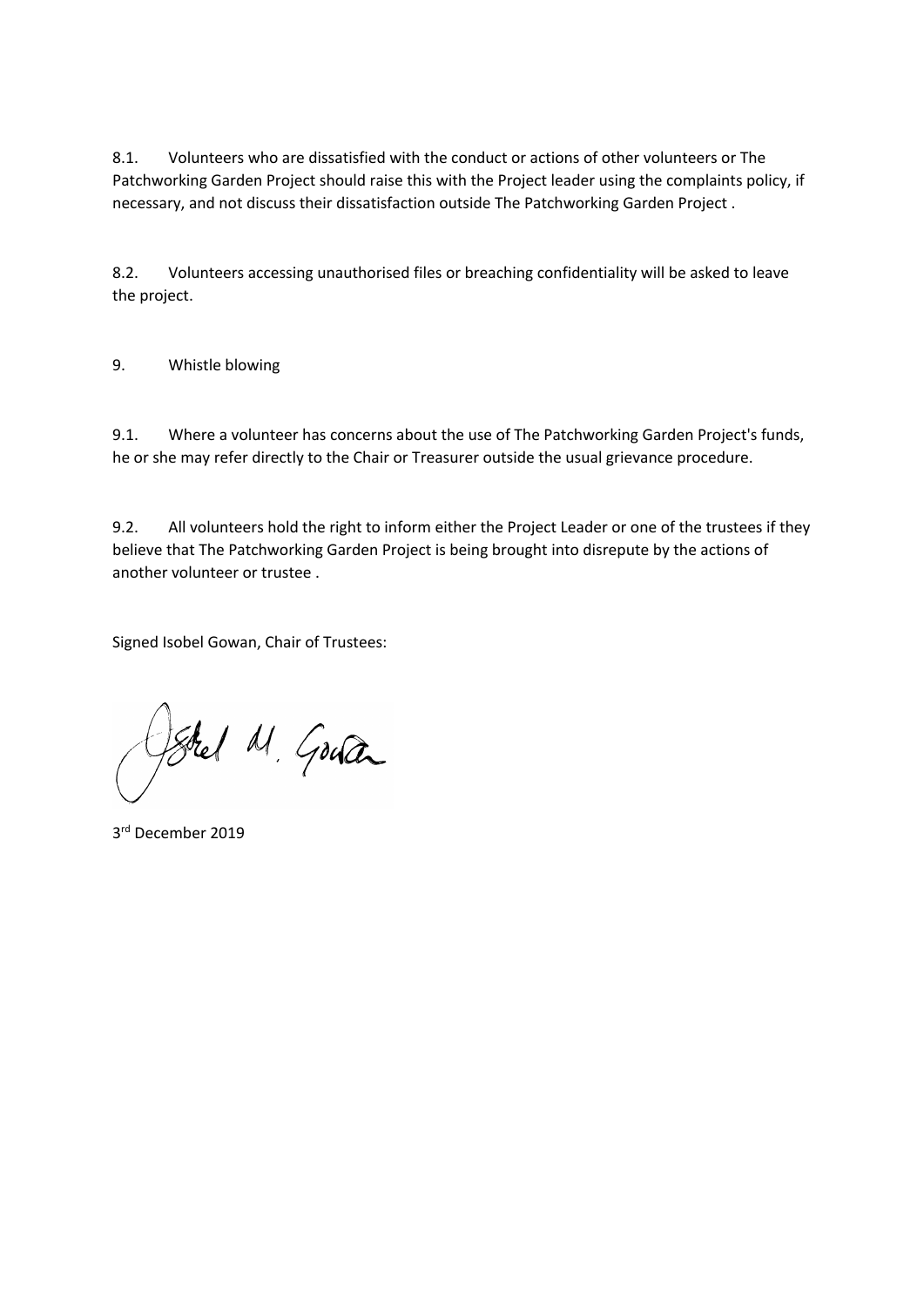8.1. Volunteers who are dissatisfied with the conduct or actions of other volunteers or The Patchworking Garden Project should raise this with the Project leader using the complaints policy, if necessary, and not discuss their dissatisfaction outside The Patchworking Garden Project .

8.2. Volunteers accessing unauthorised files or breaching confidentiality will be asked to leave the project.

## 9. Whistle blowing

9.1. Where a volunteer has concerns about the use of The Patchworking Garden Project's funds, he or she may refer directly to the Chair or Treasurer outside the usual grievance procedure.

9.2. All volunteers hold the right to inform either the Project Leader or one of the trustees if they believe that The Patchworking Garden Project is being brought into disrepute by the actions of another volunteer or trustee .

Signed Isobel Gowan, Chair of Trustees:

Isobel M. Gowan

3rd December 2019